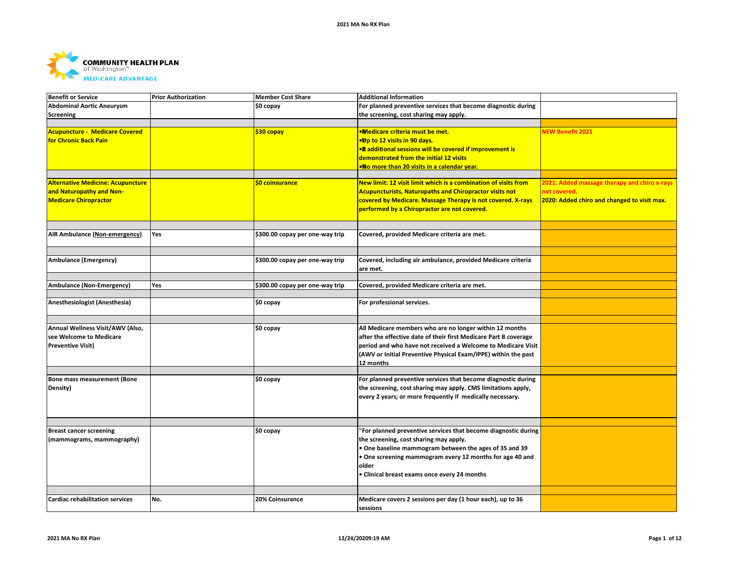**COMMUNITY HEALTH PLAN**
of Washington™
**MEDICARE ADVANTAGE**

| Benefit or Service | Prior Authorization | Member Cost Share | Additional Information | |
|---|---|---|---|---|
| Abdominal Aortic Aneurysm Screening | | $0 copay | For planned preventive services that become diagnostic during the screening, cost sharing may apply. | |
| Acupuncture - Medicare Covered for Chronic Back Pain | | $30 copay | • Medicare criteria must be met.<br>• Up to 12 visits in 90 days.<br>• 8 additional sessions will be covered if improvement is demonstrated from the initial 12 visits<br>• No more than 20 visits in a calendar year. | NEW Benefit 2021 |
| Alternative Medicine: Acupuncture and Naturopathy and Non-Medicare Chiropractor | | $0 coinsurance | New limit: 12 visit limit which is a combination of visits from Acupuncturists, Naturopaths and Chiropractor visits not covered by Medicare. Massage Therapy is not covered. X-rays performed by a Chiropractor are not covered. | 2021: Added massage therapy and chiro x-rays not covered.<br>2020: Added chiro and changed to visit max. |
| AIR Ambulance (Non-emergency) | Yes | $300.00 copay per one-way trip | Covered, provided Medicare criteria are met. | |
| Ambulance (Emergency) | | $300.00 copay per one-way trip | Covered, including air ambulance, provided Medicare criteria are met. | |
| Ambulance (Non-Emergency) | Yes | $300.00 copay per one-way trip | Covered, provided Medicare criteria are met. | |
| Anesthesiologist (Anesthesia) | | $0 copay | For professional services. | |
| Annual Wellness Visit/AWV (Also, see Welcome to Medicare Preventive Visit) | | $0 copay | All Medicare members who are no longer within 12 months after the effective date of their first Medicare Part B coverage period and who have not received a Welcome to Medicare Visit (AWV or Initial Preventive Physical Exam/IPPE) within the past 12 months | |
| Bone mass measurement (Bone Density) | | $0 copay | For planned preventive services that become diagnostic during the screening, cost sharing may apply. CMS limitations apply, every 2 years; or more frequently if medically necessary. | |
| Breast cancer screening (mammograms, mammography) | | $0 copay | "For planned preventive services that become diagnostic during the screening, cost sharing may apply.<br>• One baseline mammogram between the ages of 35 and 39<br>• One screening mammogram every 12 months for age 40 and older<br>• Clinical breast exams once every 24 months | |
| Cardiac rehabilitation services | No. | 20% Coinsurance | Medicare covers 2 sessions per day (1 hour each), up to 36 sessions | |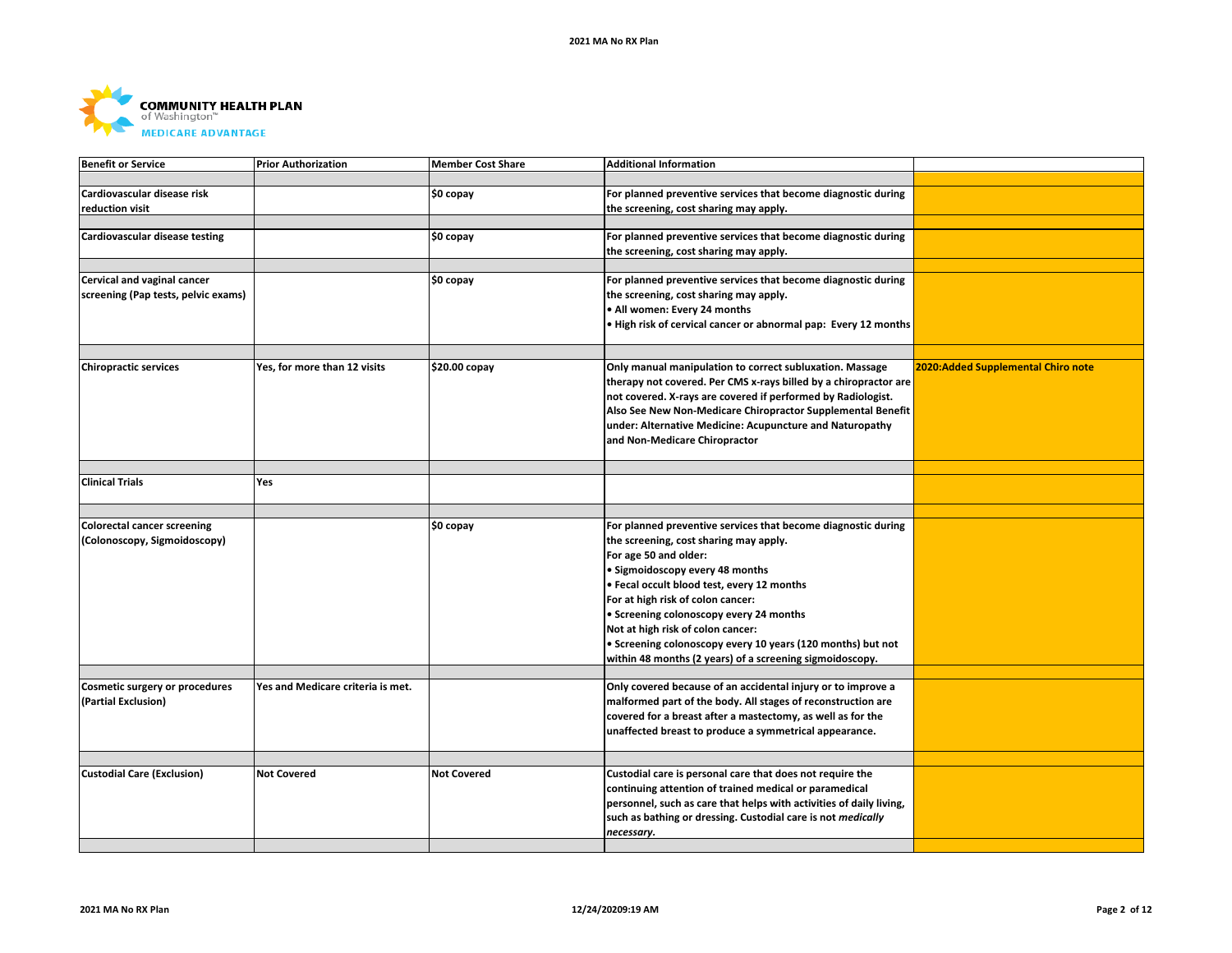COMMUNITY HEALTH PLAN of Washington™ MEDICARE ADVANTAGE

| Benefit or Service | Prior Authorization | Member Cost Share | Additional Information | |
|---|---|---|---|---|
| Cardiovascular disease risk reduction visit | | $0 copay | For planned preventive services that become diagnostic during the screening, cost sharing may apply. | |
| Cardiovascular disease testing | | $0 copay | For planned preventive services that become diagnostic during the screening, cost sharing may apply. | |
| Cervical and vaginal cancer screening (Pap tests, pelvic exams) | | $0 copay | For planned preventive services that become diagnostic during the screening, cost sharing may apply.<br>• All women: Every 24 months<br>• High risk of cervical cancer or abnormal pap: Every 12 months | |
| Chiropractic services | Yes, for more than 12 visits | $20.00 copay | Only manual manipulation to correct subluxation. Massage therapy not covered. Per CMS x-rays billed by a chiropractor are not covered. X-rays are covered if performed by Radiologist. Also See New Non-Medicare Chiropractor Supplemental Benefit under: Alternative Medicine: Acupuncture and Naturopathy and Non-Medicare Chiropractor | 2020:Added Supplemental Chiro note |
| Clinical Trials | Yes | | | |
| Colorectal cancer screening (Colonoscopy, Sigmoidoscopy) | | $0 copay | For planned preventive services that become diagnostic during the screening, cost sharing may apply.<br>For age 50 and older:<br>• Sigmoidoscopy every 48 months<br>• Fecal occult blood test, every 12 months<br>For at high risk of colon cancer:<br>• Screening colonoscopy every 24 months<br>Not at high risk of colon cancer:<br>• Screening colonoscopy every 10 years (120 months) but not within 48 months (2 years) of a screening sigmoidoscopy. | |
| Cosmetic surgery or procedures (Partial Exclusion) | Yes and Medicare criteria is met. | | Only covered because of an accidental injury or to improve a malformed part of the body. All stages of reconstruction are covered for a breast after a mastectomy, as well as for the unaffected breast to produce a symmetrical appearance. | |
| Custodial Care (Exclusion) | Not Covered | Not Covered | Custodial care is personal care that does not require the continuing attention of trained medical or paramedical personnel, such as care that helps with activities of daily living, such as bathing or dressing. Custodial care is not *medically necessary*. | |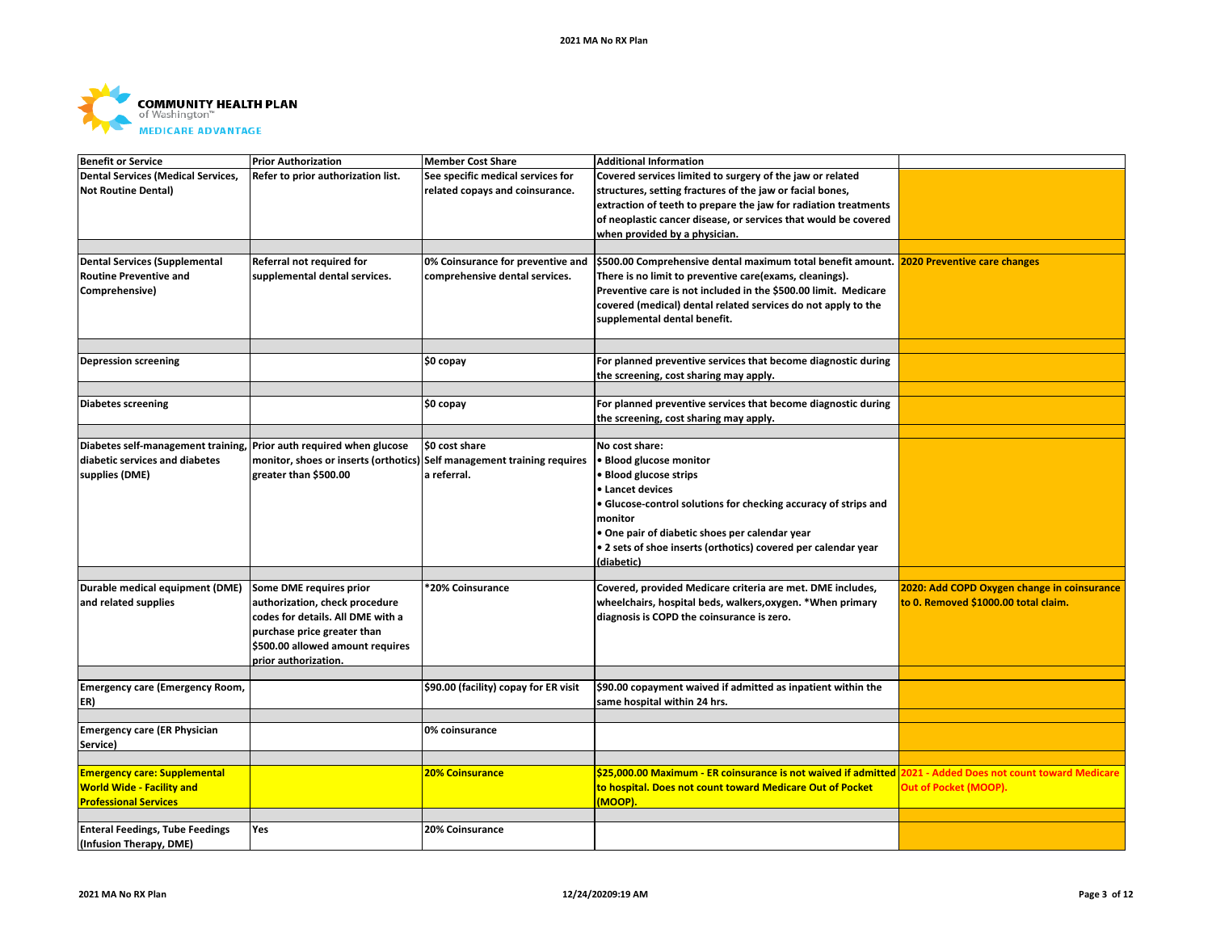COMMUNITY HEALTH PLAN of Washington™ MEDICARE ADVANTAGE

| Benefit or Service | Prior Authorization | Member Cost Share | Additional Information | |
|---|---|---|---|---|
| Dental Services (Medical Services, Not Routine Dental) | Refer to prior authorization list. | See specific medical services for related copays and coinsurance. | Covered services limited to surgery of the jaw or related structures, setting fractures of the jaw or facial bones, extraction of teeth to prepare the jaw for radiation treatments of neoplastic cancer disease, or services that would be covered when provided by a physician. | |
| Dental Services (Supplemental Routine Preventive and Comprehensive) | Referral not required for supplemental dental services. | 0% Coinsurance for preventive and comprehensive dental services. | $500.00 Comprehensive dental maximum total benefit amount. There is no limit to preventive care(exams, cleanings). Preventive care is not included in the $500.00 limit. Medicare covered (medical) dental related services do not apply to the supplemental dental benefit. | 2020 Preventive care changes |
| Depression screening | | $0 copay | For planned preventive services that become diagnostic during the screening, cost sharing may apply. | |
| Diabetes screening | | $0 copay | For planned preventive services that become diagnostic during the screening, cost sharing may apply. | |
| Diabetes self-management training, diabetic services and diabetes supplies (DME) | Prior auth required when glucose monitor, shoes or inserts (orthotics) greater than $500.00 | $0 cost share<br>Self management training requires a referral. | No cost share:<br>• Blood glucose monitor<br>• Blood glucose strips<br>• Lancet devices<br>• Glucose-control solutions for checking accuracy of strips and monitor<br>• One pair of diabetic shoes per calendar year<br>• 2 sets of shoe inserts (orthotics) covered per calendar year (diabetic) | |
| Durable medical equipment (DME) and related supplies | Some DME requires prior authorization, check procedure codes for details. All DME with a purchase price greater than $500.00 allowed amount requires prior authorization. | *20% Coinsurance | Covered, provided Medicare criteria are met. DME includes, wheelchairs, hospital beds, walkers,oxygen. *When primary diagnosis is COPD the coinsurance is zero. | 2020: Add COPD Oxygen change in coinsurance to 0. Removed $1000.00 total claim. |
| Emergency care (Emergency Room, ER) | | $90.00 (facility) copay for ER visit | $90.00 copayment waived if admitted as inpatient within the same hospital within 24 hrs. | |
| Emergency care (ER Physician Service) | | 0% coinsurance | | |
| Emergency care: Supplemental World Wide - Facility and Professional Services | | 20% Coinsurance | $25,000.00 Maximum - ER coinsurance is not waived if admitted to hospital. Does not count toward Medicare Out of Pocket (MOOP). | 2021 - Added Does not count toward Medicare Out of Pocket (MOOP). |
| Enteral Feedings, Tube Feedings (Infusion Therapy, DME) | Yes | 20% Coinsurance | | |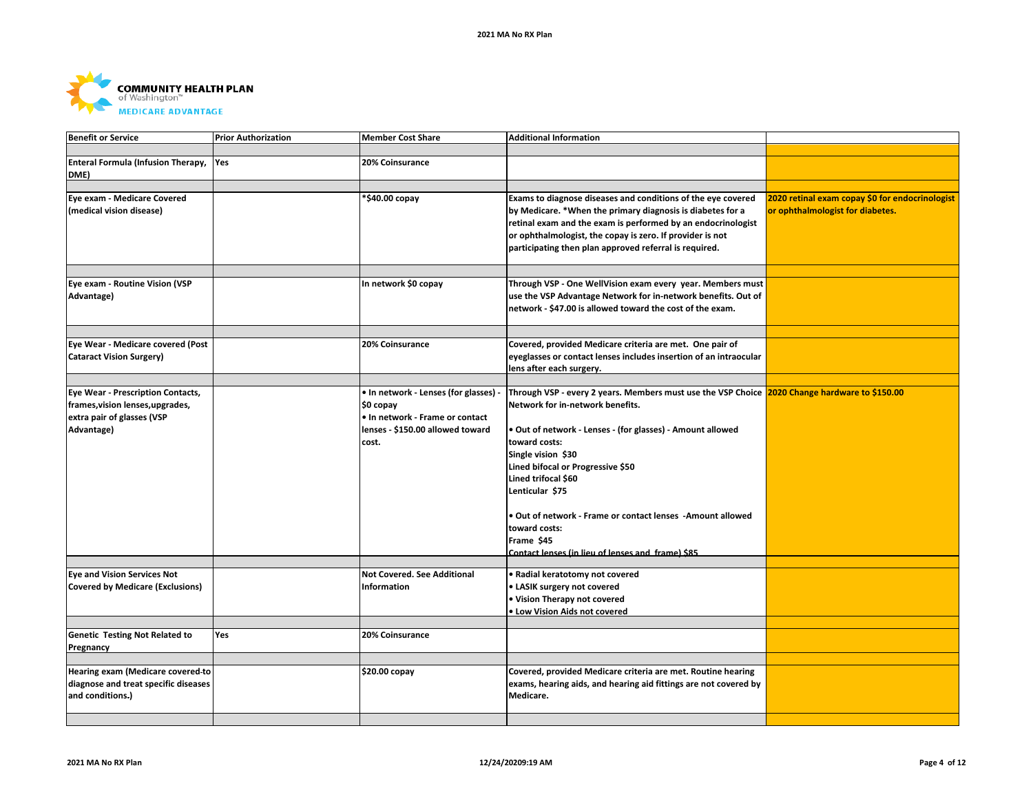**COMMUNITY HEALTH PLAN** of Washington™ **MEDICARE ADVANTAGE**

| Benefit or Service | Prior Authorization | Member Cost Share | Additional Information | |
|---|---|---|---|---|
| Enteral Formula (Infusion Therapy, DME) | Yes | 20% Coinsurance | | |
| Eye exam - Medicare Covered (medical vision disease) | | *$40.00 copay | Exams to diagnose diseases and conditions of the eye covered by Medicare. *When the primary diagnosis is diabetes for a retinal exam and the exam is performed by an endocrinologist or ophthalmologist, the copay is zero. If provider is not participating then plan approved referral is required. | 2020 retinal exam copay $0 for endocrinologist or ophthalmologist for diabetes. |
| Eye exam - Routine Vision (VSP Advantage) | | In network $0 copay | Through VSP - One WellVision exam every year. Members must use the VSP Advantage Network for in-network benefits. Out of network - $47.00 is allowed toward the cost of the exam. | |
| Eye Wear - Medicare covered (Post Cataract Vision Surgery) | | 20% Coinsurance | Covered, provided Medicare criteria are met. One pair of eyeglasses or contact lenses includes insertion of an intraocular lens after each surgery. | |
| Eye Wear - Prescription Contacts, frames,vision lenses,upgrades, extra pair of glasses (VSP Advantage) | | • In network - Lenses (for glasses) - $0 copay<br>• In network - Frame or contact lenses - $150.00 allowed toward cost. | Through VSP - every 2 years. Members must use the VSP Choice Network for in-network benefits.<br><br>• Out of network - Lenses - (for glasses) - Amount allowed toward costs:<br>Single vision $30<br>Lined bifocal or Progressive $50<br>Lined trifocal $60<br>Lenticular $75<br><br>• Out of network - Frame or contact lenses -Amount allowed toward costs:<br>Frame $45<br>Contact lenses (in lieu of lenses and frame) $85 | 2020 Change hardware to $150.00 |
| Eye and Vision Services Not Covered by Medicare (Exclusions) | | Not Covered. See Additional Information | • Radial keratotomy not covered<br>• LASIK surgery not covered<br>• Vision Therapy not covered<br>• Low Vision Aids not covered | |
| Genetic Testing Not Related to Pregnancy | Yes | 20% Coinsurance | | |
| Hearing exam (Medicare covered-to diagnose and treat specific diseases and conditions.) | | $20.00 copay | Covered, provided Medicare criteria are met. Routine hearing exams, hearing aids, and hearing aid fittings are not covered by Medicare. | |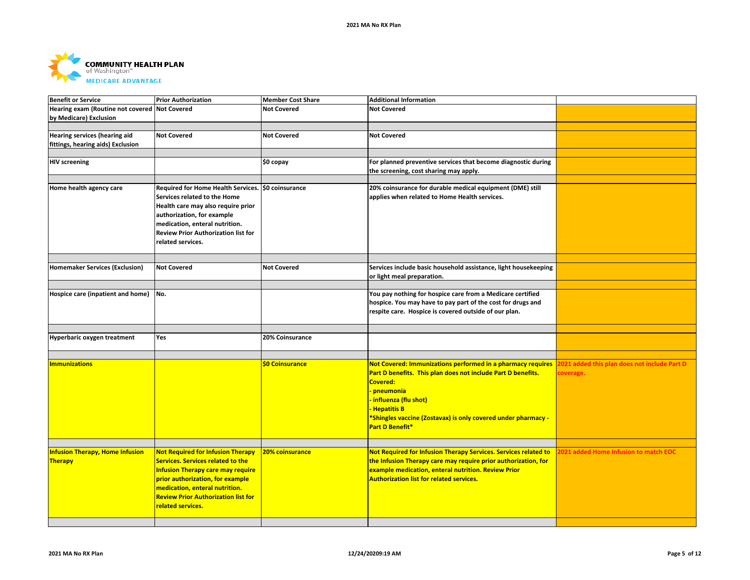| Benefit or Service | Prior Authorization | Member Cost Share | Additional Information | |
|---|---|---|---|---|
| Hearing exam (Routine not covered by Medicare) Exclusion | Not Covered | Not Covered | Not Covered | |
| Hearing services (hearing aid fittings, hearing aids) Exclusion | Not Covered | Not Covered | Not Covered | |
| HIV screening | | $0 copay | For planned preventive services that become diagnostic during the screening, cost sharing may apply. | |
| Home health agency care | Required for Home Health Services. Services related to the Home Health care may also require prior authorization, for example medication, enteral nutrition. Review Prior Authorization list for related services. | $0 coinsurance | 20% coinsurance for durable medical equipment (DME) still applies when related to Home Health services. | |
| Homemaker Services (Exclusion) | Not Covered | Not Covered | Services include basic household assistance, light housekeeping or light meal preparation. | |
| Hospice care (inpatient and home) | No. | | You pay nothing for hospice care from a Medicare certified hospice. You may have to pay part of the cost for drugs and respite care. Hospice is covered outside of our plan. | |
| Hyperbaric oxygen treatment | Yes | 20% Coinsurance | | |
| Immunizations | | $0 Coinsurance | Not Covered: Immunizations performed in a pharmacy requires Part D benefits. This plan does not include Part D benefits.<br>Covered:<br>- pneumonia<br>- influenza (flu shot)<br>- Hepatitis B<br>*Shingles vaccine (Zostavax) is only covered under pharmacy - Part D Benefit* | 2021 added this plan does not include Part D coverage. |
| Infusion Therapy, Home Infusion Therapy | Not Required for Infusion Therapy Services. Services related to the Infusion Therapy care may require prior authorization, for example medication, enteral nutrition. Review Prior Authorization list for related services. | 20% coinsurance | Not Required for Infusion Therapy Services. Services related to the Infusion Therapy care may require prior authorization, for example medication, enteral nutrition. Review Prior Authorization list for related services. | 2021 added Home Infusion to match EOC |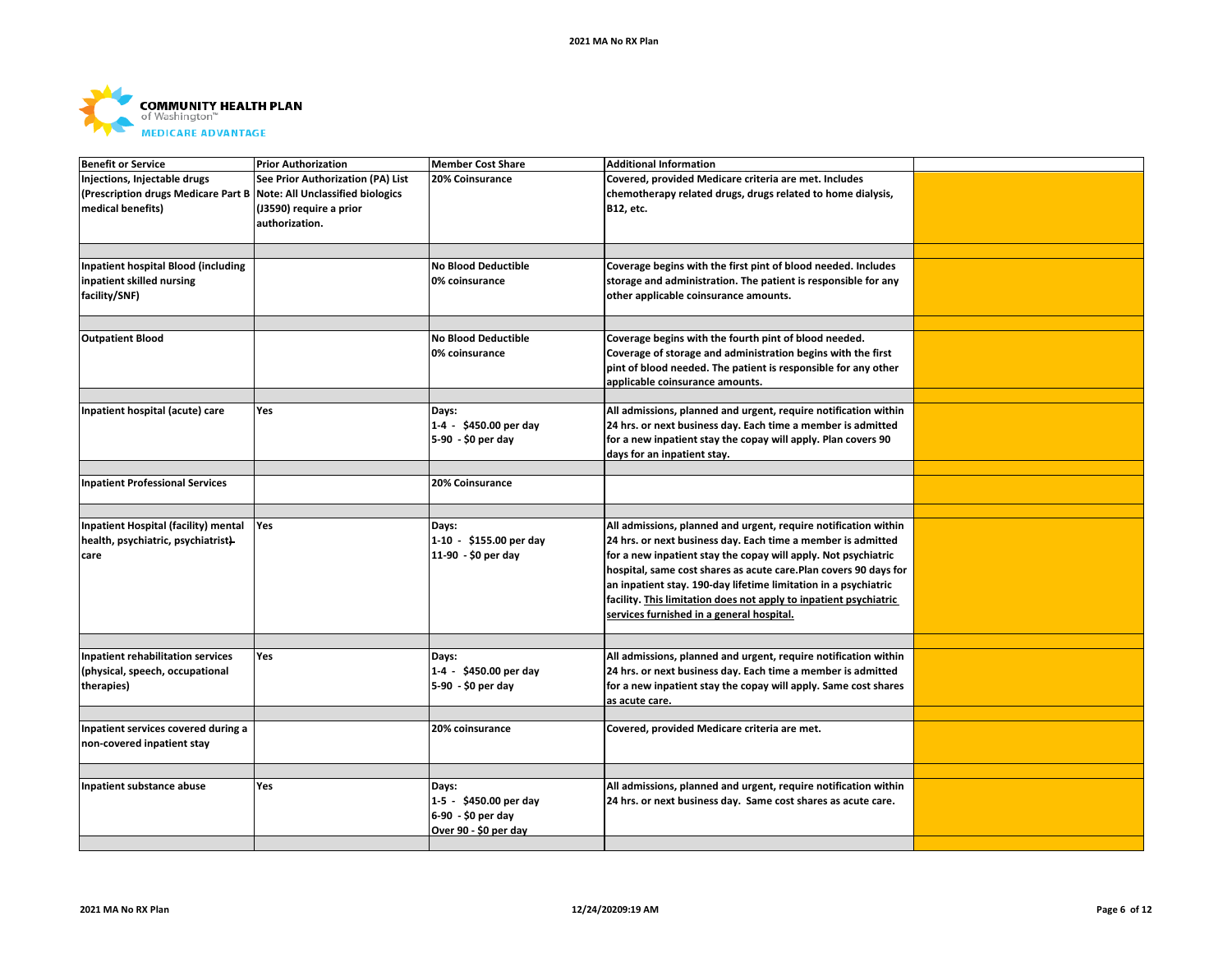COMMUNITY HEALTH PLAN of Washington™ MEDICARE ADVANTAGE

| Benefit or Service | Prior Authorization | Member Cost Share | Additional Information | |
|---|---|---|---|---|
| Injections, Injectable drugs (Prescription drugs Medicare Part B medical benefits) | See Prior Authorization (PA) List Note: All Unclassified biologics (J3590) require a prior authorization. | 20% Coinsurance | Covered, provided Medicare criteria are met. Includes chemotherapy related drugs, drugs related to home dialysis, B12, etc. | |
| | | | | |
| Inpatient hospital Blood (including inpatient skilled nursing facility/SNF) | | No Blood Deductible<br>0% coinsurance | Coverage begins with the first pint of blood needed. Includes storage and administration. The patient is responsible for any other applicable coinsurance amounts. | |
| | | | | |
| Outpatient Blood | | No Blood Deductible<br>0% coinsurance | Coverage begins with the fourth pint of blood needed. Coverage of storage and administration begins with the first pint of blood needed. The patient is responsible for any other applicable coinsurance amounts. | |
| | | | | |
| Inpatient hospital (acute) care | Yes | Days:<br>1-4 - $450.00 per day<br>5-90 - $0 per day | All admissions, planned and urgent, require notification within 24 hrs. or next business day. Each time a member is admitted for a new inpatient stay the copay will apply. Plan covers 90 days for an inpatient stay. | |
| | | | | |
| Inpatient Professional Services | | 20% Coinsurance | | |
| | | | | |
| Inpatient Hospital (facility) mental health, psychiatric, psychiatrist care | Yes | Days:<br>1-10 - $155.00 per day<br>11-90 - $0 per day | All admissions, planned and urgent, require notification within 24 hrs. or next business day. Each time a member is admitted for a new inpatient stay the copay will apply. Not psychiatric hospital, same cost shares as acute care.Plan covers 90 days for an inpatient stay. 190-day lifetime limitation in a psychiatric facility. This limitation does not apply to inpatient psychiatric services furnished in a general hospital. | |
| | | | | |
| Inpatient rehabilitation services (physical, speech, occupational therapies) | Yes | Days:<br>1-4 - $450.00 per day<br>5-90 - $0 per day | All admissions, planned and urgent, require notification within 24 hrs. or next business day. Each time a member is admitted for a new inpatient stay the copay will apply. Same cost shares as acute care. | |
| | | | | |
| Inpatient services covered during a non-covered inpatient stay | | 20% coinsurance | Covered, provided Medicare criteria are met. | |
| | | | | |
| Inpatient substance abuse | Yes | Days:<br>1-5 - $450.00 per day<br>6-90 - $0 per day<br>Over 90 - $0 per day | All admissions, planned and urgent, require notification within 24 hrs. or next business day. Same cost shares as acute care. | |
| | | | | |

2021 MA No RX Plan 12/24/20209:19 AM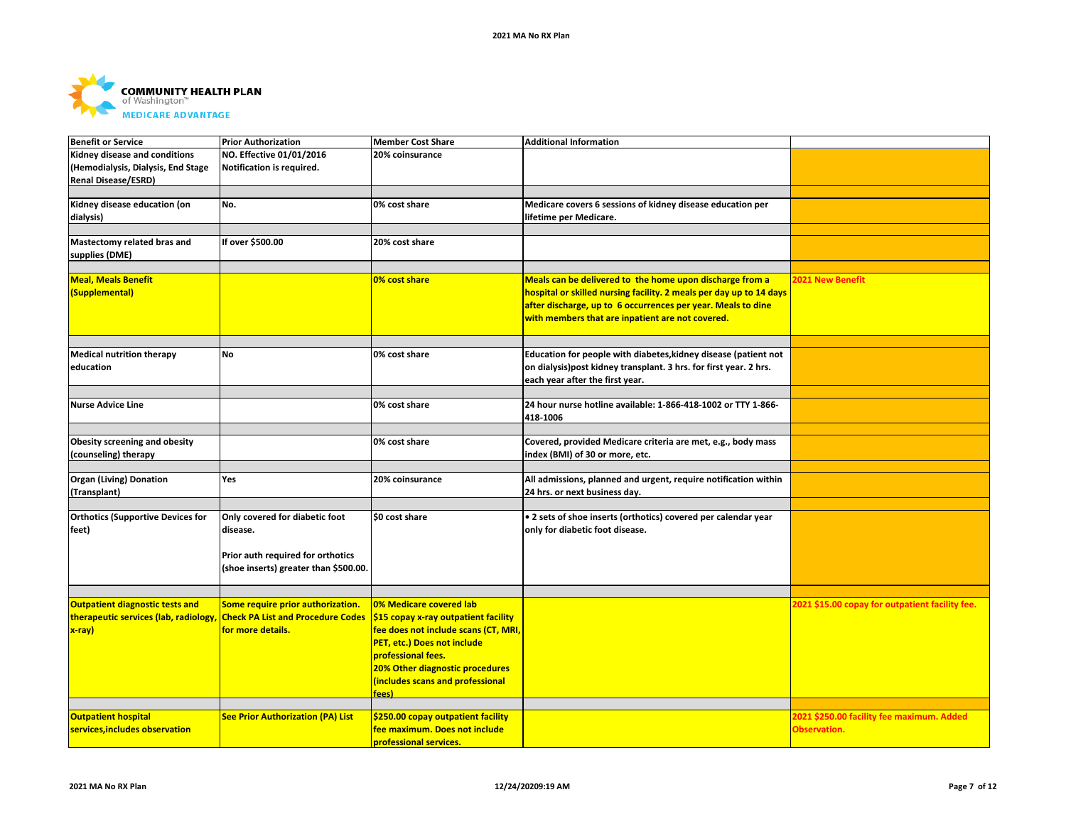COMMUNITY HEALTH PLAN of Washington™ MEDICARE ADVANTAGE

| Benefit or Service | Prior Authorization | Member Cost Share | Additional Information | |
|---|---|---|---|---|
| Kidney disease and conditions (Hemodialysis, Dialysis, End Stage Renal Disease/ESRD) | NO. Effective 01/01/2016 Notification is required. | 20% coinsurance | | |
| Kidney disease education (on dialysis) | No. | 0% cost share | Medicare covers 6 sessions of kidney disease education per lifetime per Medicare. | |
| Mastectomy related bras and supplies (DME) | If over $500.00 | 20% cost share | | |
| Meal, Meals Benefit (Supplemental) | | 0% cost share | Meals can be delivered to the home upon discharge from a hospital or skilled nursing facility. 2 meals per day up to 14 days after discharge, up to 6 occurrences per year. Meals to dine with members that are inpatient are not covered. | 2021 New Benefit |
| Medical nutrition therapy education | No | 0% cost share | Education for people with diabetes,kidney disease (patient not on dialysis)post kidney transplant. 3 hrs. for first year. 2 hrs. each year after the first year. | |
| Nurse Advice Line | | 0% cost share | 24 hour nurse hotline available: 1-866-418-1002 or TTY 1-866-418-1006 | |
| Obesity screening and obesity (counseling) therapy | | 0% cost share | Covered, provided Medicare criteria are met, e.g., body mass index (BMI) of 30 or more, etc. | |
| Organ (Living) Donation (Transplant) | Yes | 20% coinsurance | All admissions, planned and urgent, require notification within 24 hrs. or next business day. | |
| Orthotics (Supportive Devices for feet) | Only covered for diabetic foot disease.<br><br>Prior auth required for orthotics (shoe inserts) greater than $500.00. | $0 cost share | • 2 sets of shoe inserts (orthotics) covered per calendar year only for diabetic foot disease. | |
| Outpatient diagnostic tests and therapeutic services (lab, radiology, x-ray) | Some require prior authorization. Check PA List and Procedure Codes for more details. | 0% Medicare covered lab<br>$15 copay x-ray outpatient facility fee does not include scans (CT, MRI, PET, etc.) Does not include professional fees.<br>20% Other diagnostic procedures (includes scans and professional fees) | | 2021 $15.00 copay for outpatient facility fee. |
| Outpatient hospital services,includes observation | See Prior Authorization (PA) List | $250.00 copay outpatient facility fee maximum. Does not include professional services. | | 2021 $250.00 facility fee maximum. Added Observation. |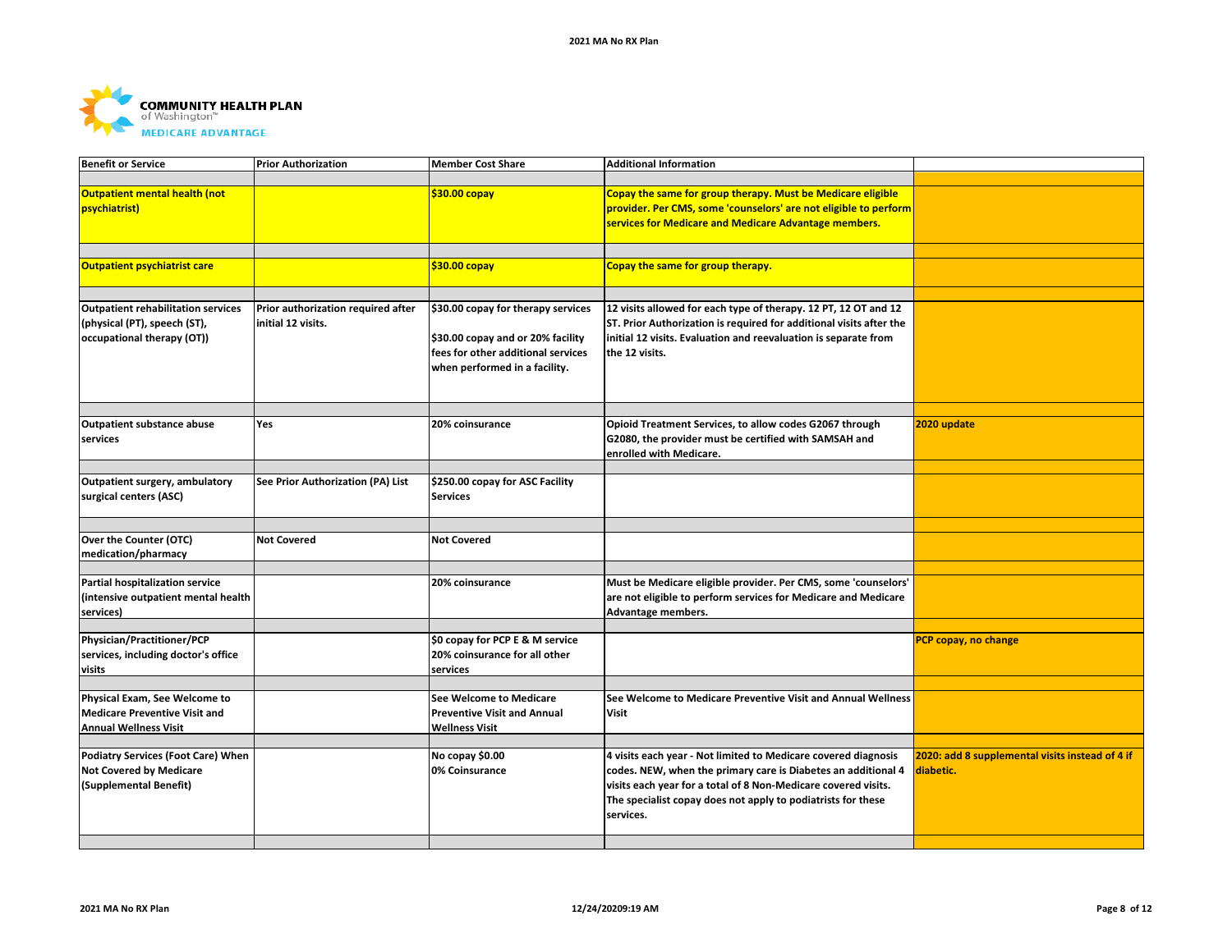**COMMUNITY HEALTH PLAN** of Washington™ **MEDICARE ADVANTAGE**

| Benefit or Service | Prior Authorization | Member Cost Share | Additional Information | |
|---|---|---|---|---|
| **Outpatient mental health (not psychiatrist)** | | **$30.00 copay** | **Copay the same for group therapy. Must be Medicare eligible provider. Per CMS, some 'counselors' are not eligible to perform services for Medicare and Medicare Advantage members.** | |
| **Outpatient psychiatrist care** | | **$30.00 copay** | **Copay the same for group therapy.** | |
| **Outpatient rehabilitation services (physical (PT), speech (ST), occupational therapy (OT))** | **Prior authorization required after initial 12 visits.** | **$30.00 copay for therapy services**<br><br>**$30.00 copay and or 20% facility fees for other additional services when performed in a facility.** | **12 visits allowed for each type of therapy. 12 PT, 12 OT and 12 ST. Prior Authorization is required for additional visits after the initial 12 visits. Evaluation and reevaluation is separate from the 12 visits.** | |
| **Outpatient substance abuse services** | **Yes** | **20% coinsurance** | **Opioid Treatment Services, to allow codes G2067 through G2080, the provider must be certified with SAMSAH and enrolled with Medicare.** | **2020 update** |
| **Outpatient surgery, ambulatory surgical centers (ASC)** | **See Prior Authorization (PA) List** | **$250.00 copay for ASC Facility Services** | | |
| **Over the Counter (OTC) medication/pharmacy** | **Not Covered** | **Not Covered** | | |
| **Partial hospitalization service (intensive outpatient mental health services)** | | **20% coinsurance** | **Must be Medicare eligible provider. Per CMS, some 'counselors' are not eligible to perform services for Medicare and Medicare Advantage members.** | |
| **Physician/Practitioner/PCP services, including doctor's office visits** | | **$0 copay for PCP E & M service**<br>**20% coinsurance for all other services** | | **PCP copay, no change** |
| **Physical Exam, See Welcome to Medicare Preventive Visit and Annual Wellness Visit** | | **See Welcome to Medicare Preventive Visit and Annual Wellness Visit** | **See Welcome to Medicare Preventive Visit and Annual Wellness Visit** | |
| **Podiatry Services (Foot Care) When Not Covered by Medicare (Supplemental Benefit)** | | **No copay $0.00**<br>**0% Coinsurance** | **4 visits each year - Not limited to Medicare covered diagnosis codes. NEW, when the primary care is Diabetes an additional 4 visits each year for a total of 8 Non-Medicare covered visits. The specialist copay does not apply to podiatrists for these services.** | **2020: add 8 supplemental visits instead of 4 if diabetic.** |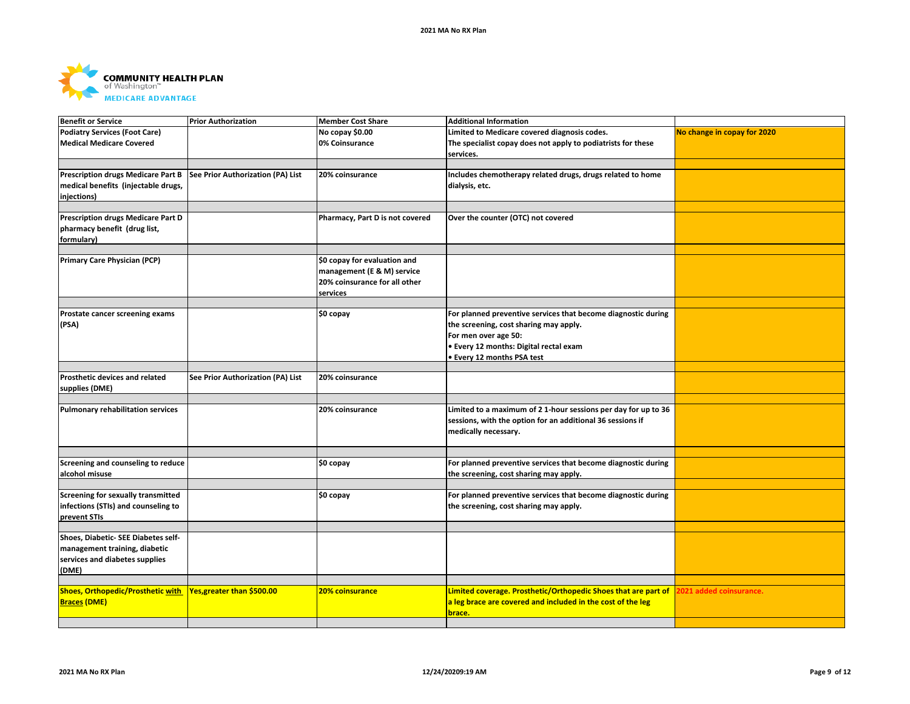COMMUNITY HEALTH PLAN of Washington™ MEDICARE ADVANTAGE

| Benefit or Service | Prior Authorization | Member Cost Share | Additional Information | |
|---|---|---|---|---|
| Podiatry Services (Foot Care) Medical Medicare Covered | | No copay $0.00<br>0% Coinsurance | Limited to Medicare covered diagnosis codes.<br>The specialist copay does not apply to podiatrists for these services. | No change in copay for 2020 |
| Prescription drugs Medicare Part B medical benefits (injectable drugs, injections) | See Prior Authorization (PA) List | 20% coinsurance | Includes chemotherapy related drugs, drugs related to home dialysis, etc. | |
| Prescription drugs Medicare Part D pharmacy benefit (drug list, formulary) | | Pharmacy, Part D is not covered | Over the counter (OTC) not covered | |
| Primary Care Physician (PCP) | | $0 copay for evaluation and management (E & M) service<br>20% coinsurance for all other services | | |
| Prostate cancer screening exams (PSA) | | $0 copay | For planned preventive services that become diagnostic during the screening, cost sharing may apply.<br>For men over age 50:<br>• Every 12 months: Digital rectal exam<br>• Every 12 months PSA test | |
| Prosthetic devices and related supplies (DME) | See Prior Authorization (PA) List | 20% coinsurance | | |
| Pulmonary rehabilitation services | | 20% coinsurance | Limited to a maximum of 2 1-hour sessions per day for up to 36 sessions, with the option for an additional 36 sessions if medically necessary. | |
| Screening and counseling to reduce alcohol misuse | | $0 copay | For planned preventive services that become diagnostic during the screening, cost sharing may apply. | |
| Screening for sexually transmitted infections (STIs) and counseling to prevent STIs | | $0 copay | For planned preventive services that become diagnostic during the screening, cost sharing may apply. | |
| Shoes, Diabetic- SEE Diabetes self-management training, diabetic services and diabetes supplies (DME) | | | | |
| Shoes, Orthopedic/Prosthetic with Braces (DME) | Yes,greater than $500.00 | 20% coinsurance | Limited coverage. Prosthetic/Orthopedic Shoes that are part of a leg brace are covered and included in the cost of the leg brace. | 2021 added coinsurance. |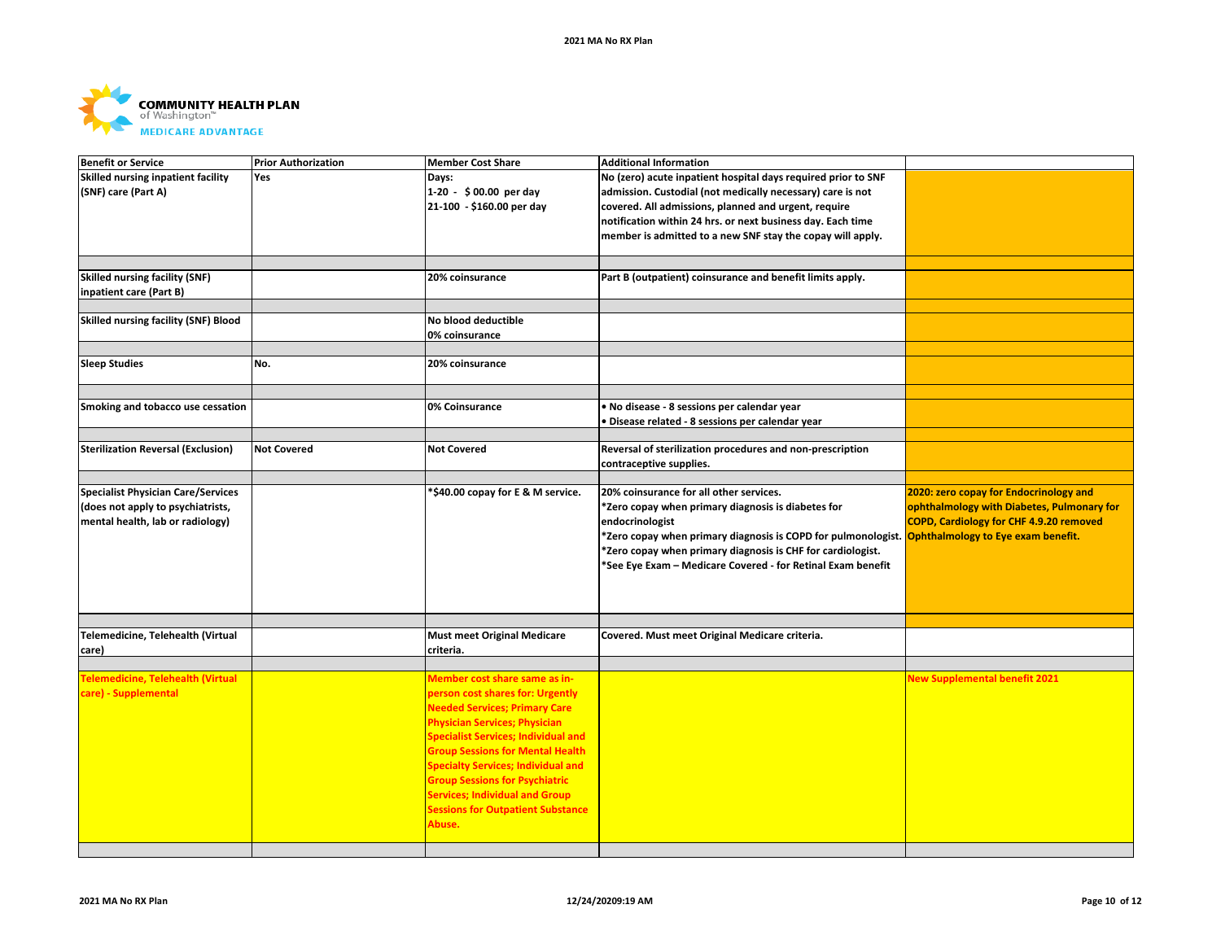COMMUNITY HEALTH PLAN of Washington™ MEDICARE ADVANTAGE

| Benefit or Service | Prior Authorization | Member Cost Share | Additional Information | |
|---|---|---|---|---|
| Skilled nursing inpatient facility (SNF) care (Part A) | Yes | Days:<br>1-20 - $ 00.00 per day<br>21-100 - $160.00 per day | No (zero) acute inpatient hospital days required prior to SNF admission. Custodial (not medically necessary) care is not covered. All admissions, planned and urgent, require notification within 24 hrs. or next business day. Each time member is admitted to a new SNF stay the copay will apply. | |
| | | | | |
| Skilled nursing facility (SNF) inpatient care (Part B) | | 20% coinsurance | Part B (outpatient) coinsurance and benefit limits apply. | |
| | | | | |
| Skilled nursing facility (SNF) Blood | | No blood deductible<br>0% coinsurance | | |
| | | | | |
| Sleep Studies | No. | 20% coinsurance | | |
| | | | | |
| Smoking and tobacco use cessation | | 0% Coinsurance | • No disease - 8 sessions per calendar year<br>• Disease related - 8 sessions per calendar year | |
| | | | | |
| Sterilization Reversal (Exclusion) | Not Covered | Not Covered | Reversal of sterilization procedures and non-prescription contraceptive supplies. | |
| | | | | |
| Specialist Physician Care/Services (does not apply to psychiatrists, mental health, lab or radiology) | | *$40.00 copay for E & M service. | 20% coinsurance for all other services.<br>*Zero copay when primary diagnosis is diabetes for endocrinologist<br>*Zero copay when primary diagnosis is COPD for pulmonologist.<br>*Zero copay when primary diagnosis is CHF for cardiologist.<br>*See Eye Exam – Medicare Covered - for Retinal Exam benefit | 2020: zero copay for Endocrinology and ophthalmology with Diabetes, Pulmonary for COPD, Cardiology for CHF 4.9.20 removed Ophthalmology to Eye exam benefit. |
| | | | | |
| Telemedicine, Telehealth (Virtual care) | | Must meet Original Medicare criteria. | Covered. Must meet Original Medicare criteria. | |
| | | | | |
| Telemedicine, Telehealth (Virtual care) - Supplemental | | Member cost share same as in-person cost shares for: Urgently Needed Services; Primary Care Physician Services; Physician Specialist Services; Individual and Group Sessions for Mental Health Specialty Services; Individual and Group Sessions for Psychiatric Services; Individual and Group Sessions for Outpatient Substance Abuse. | | New Supplemental benefit 2021 |
| | | | | |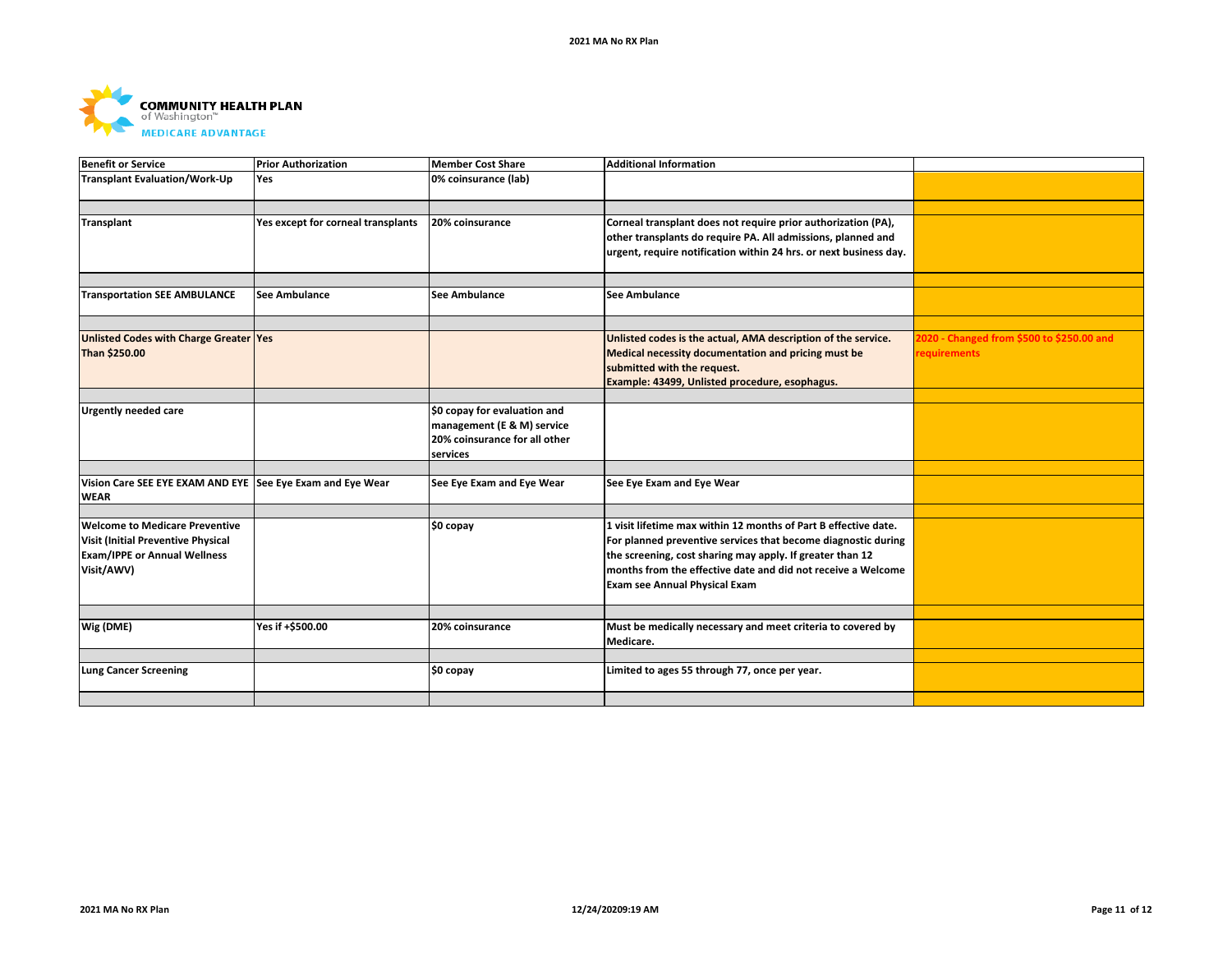**COMMUNITY HEALTH PLAN** of Washington™
**MEDICARE ADVANTAGE**

| Benefit or Service | Prior Authorization | Member Cost Share | Additional Information | |
|---|---|---|---|---|
| Transplant Evaluation/Work-Up | Yes | 0% coinsurance (lab) | | |
| | | | | |
| Transplant | Yes except for corneal transplants | 20% coinsurance | Corneal transplant does not require prior authorization (PA), other transplants do require PA. All admissions, planned and urgent, require notification within 24 hrs. or next business day. | |
| | | | | |
| Transportation SEE AMBULANCE | See Ambulance | See Ambulance | See Ambulance | |
| | | | | |
| Unlisted Codes with Charge Greater Than $250.00 | Yes | | Unlisted codes is the actual, AMA description of the service. Medical necessity documentation and pricing must be submitted with the request.<br>Example: 43499, Unlisted procedure, esophagus. | 2020 - Changed from $500 to $250.00 and requirements |
| | | | | |
| Urgently needed care | | $0 copay for evaluation and management (E & M) service<br>20% coinsurance for all other services | | |
| | | | | |
| Vision Care SEE EYE EXAM AND EYE WEAR | See Eye Exam and Eye Wear | See Eye Exam and Eye Wear | See Eye Exam and Eye Wear | |
| | | | | |
| Welcome to Medicare Preventive Visit (Initial Preventive Physical Exam/IPPE or Annual Wellness Visit/AWV) | | $0 copay | 1 visit lifetime max within 12 months of Part B effective date. For planned preventive services that become diagnostic during the screening, cost sharing may apply. If greater than 12 months from the effective date and did not receive a Welcome Exam see Annual Physical Exam | |
| | | | | |
| Wig (DME) | Yes if +$500.00 | 20% coinsurance | Must be medically necessary and meet criteria to covered by Medicare. | |
| | | | | |
| Lung Cancer Screening | | $0 copay | Limited to ages 55 through 77, once per year. | |
| | | | | |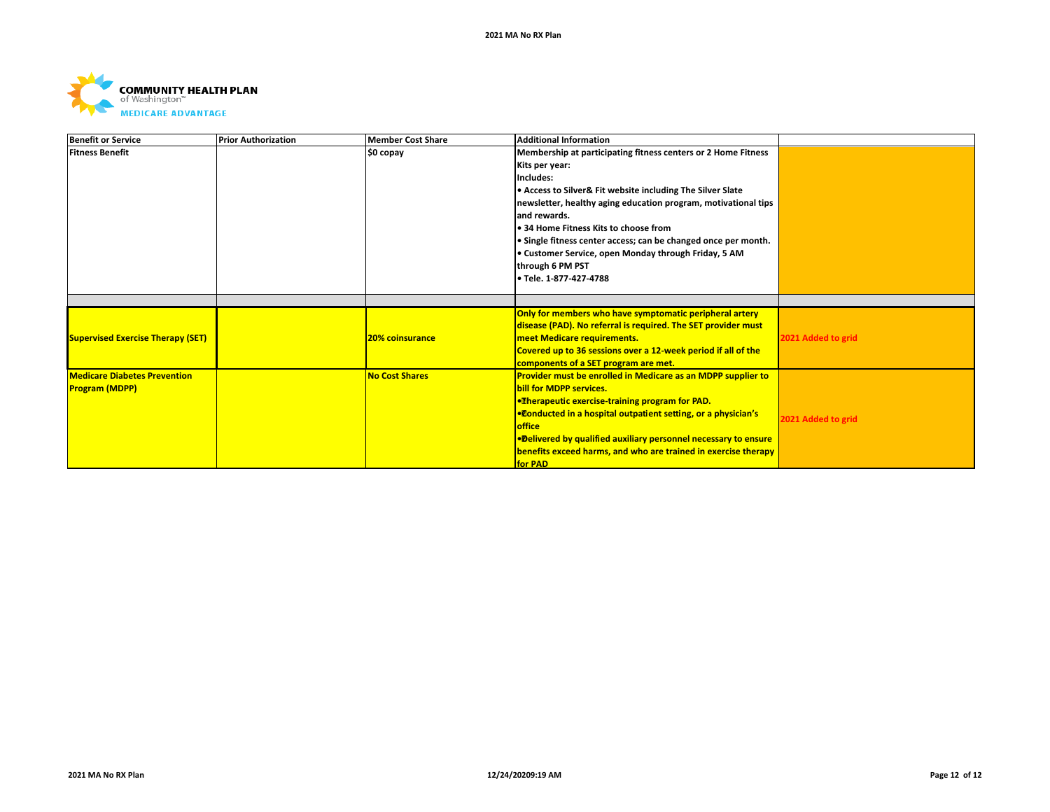COMMUNITY HEALTH PLAN of Washington™ MEDICARE ADVANTAGE

| Benefit or Service | Prior Authorization | Member Cost Share | Additional Information | |
|---|---|---|---|---|
| **Fitness Benefit** | | **$0 copay** | **Membership at participating fitness centers or 2 Home Fitness Kits per year:**<br>**Includes:**<br>**• Access to Silver& Fit website including The Silver Slate newsletter, healthy aging education program, motivational tips and rewards.**<br>**• 34 Home Fitness Kits to choose from**<br>**• Single fitness center access; can be changed once per month.**<br>**• Customer Service, open Monday through Friday, 5 AM through 6 PM PST**<br>**• Tele. 1-877-427-4788** | |
| | | | | |
| **Supervised Exercise Therapy (SET)** | | **20% coinsurance** | **Only for members who have symptomatic peripheral artery disease (PAD). No referral is required. The SET provider must meet Medicare requirements.**<br>**Covered up to 36 sessions over a 12-week period if all of the components of a SET program are met.** | **2021 Added to grid** |
| **Medicare Diabetes Prevention Program (MDPP)** | | **No Cost Shares** | **Provider must be enrolled in Medicare as an MDPP supplier to bill for MDPP services.**<br>**• Therapeutic exercise-training program for PAD.**<br>**• Conducted in a hospital outpatient setting, or a physician's office**<br>**• Delivered by qualified auxiliary personnel necessary to ensure benefits exceed harms, and who are trained in exercise therapy for PAD** | **2021 Added to grid** |